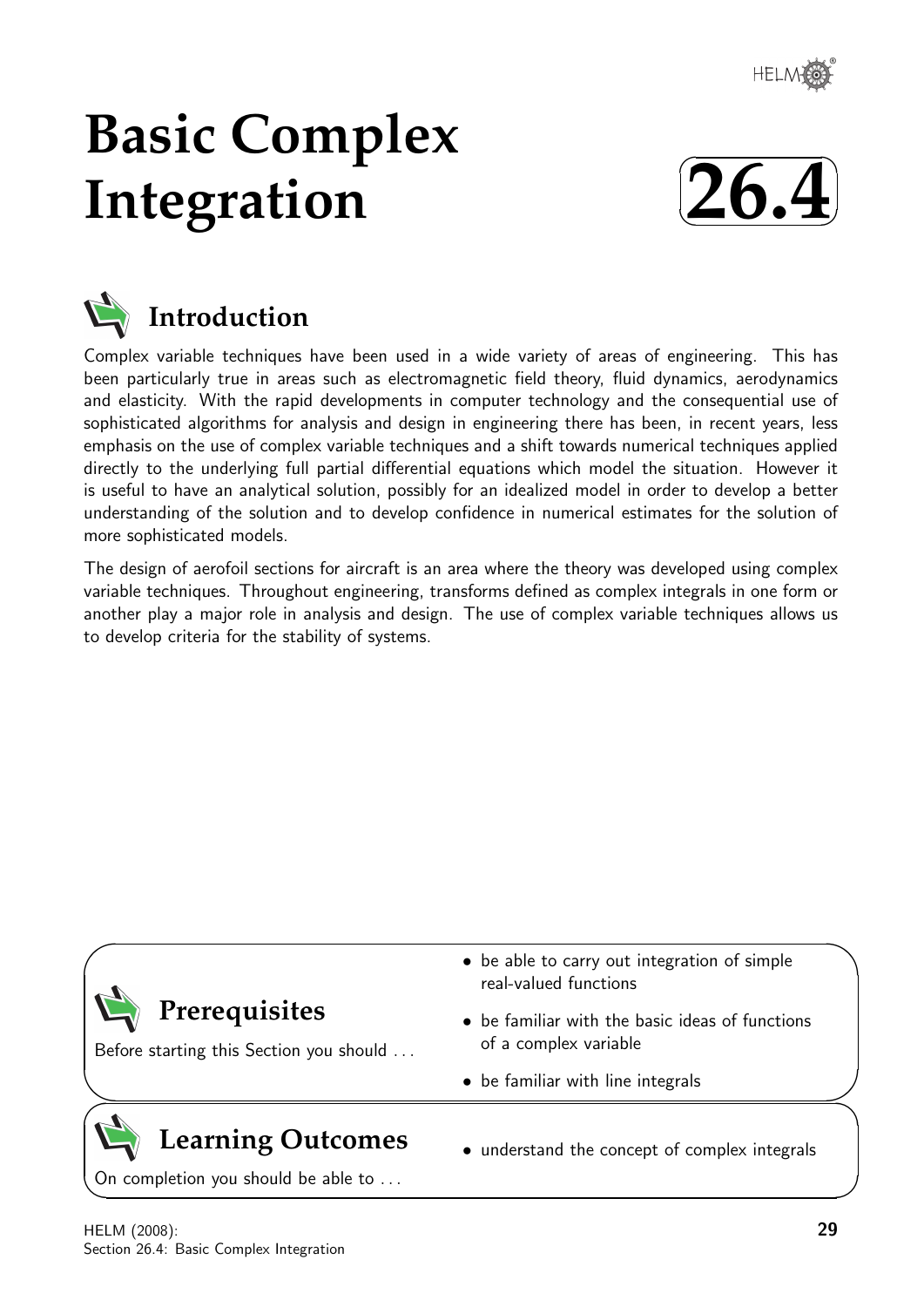# Basic Complex Integration

# 26.4

## Introduction

Complex variable techniques have been used in a wide variety of areas of engineering. This has been particularly true in areas such as electromagnetic field theory, fluid dynamics, aerodynamics and elasticity. With the rapid developments in computer technology and the consequential use of sophisticated algorithms for analysis and design in engineering there has been, in recent years, less emphasis on the use of complex variable techniques and a shift towards numerical techniques applied directly to the underlying full partial differential equations which model the situation. However it is useful to have an analytical solution, possibly for an idealized model in order to develop a better understanding of the solution and to develop confidence in numerical estimates for the solution of more sophisticated models.

The design of aerofoil sections for aircraft is an area where the theory was developed using complex variable techniques. Throughout engineering, transforms defined as complex integrals in one form or another play a major role in analysis and design. The use of complex variable techniques allows us to develop criteria for the stability of systems.

## Prerequisites

Before starting this Section you should ...

- be able to carry out integration of simple real-valued functions
- be familiar with the basic ideas of functions of a complex variable
- be familiar with line integrals

## Learning Outcomes

On completion you should be able to ...

- understand the concept of complex integrals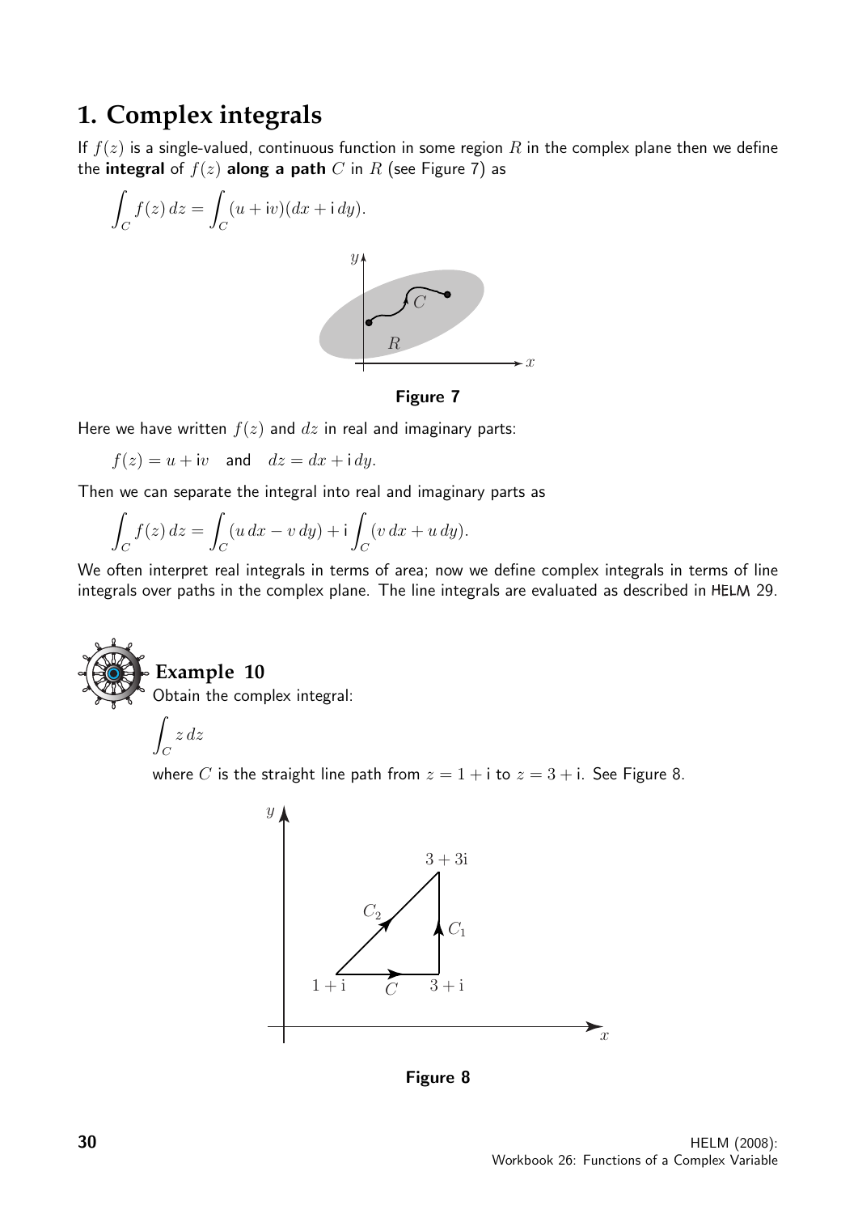# 1. Complex integrals

If $f(z)$ is a single-valued, continuous function in some region $R$ in the complex plane then we define the **integral** of $f(z)$ **along a path** $C$ in $R$ (see Figure 7) as

$$\int_C f(z)\,dz = \int_C (u + \mathrm{i}v)(dx + \mathrm{i}\,dy).$$

**Figure 7**

Here we have written $f(z)$ and $dz$ in real and imaginary parts:

$$f(z) = u + \mathrm{i}v \quad \text{and} \quad dz = dx + \mathrm{i}\,dy.$$

Then we can separate the integral into real and imaginary parts as

$$\int_C f(z)\,dz = \int_C (u\,dx - v\,dy) + \mathrm{i}\int_C (v\,dx + u\,dy).$$

We often interpret real integrals in terms of area; now we define complex integrals in terms of line integrals over paths in the complex plane. The line integrals are evaluated as described in HELM 29.

## Example 10

Obtain the complex integral:

$$\int_C z\,dz$$

where $C$ is the straight line path from $z = 1 + \mathrm{i}$ to $z = 3 + \mathrm{i}$. See Figure 8.

**Figure 8**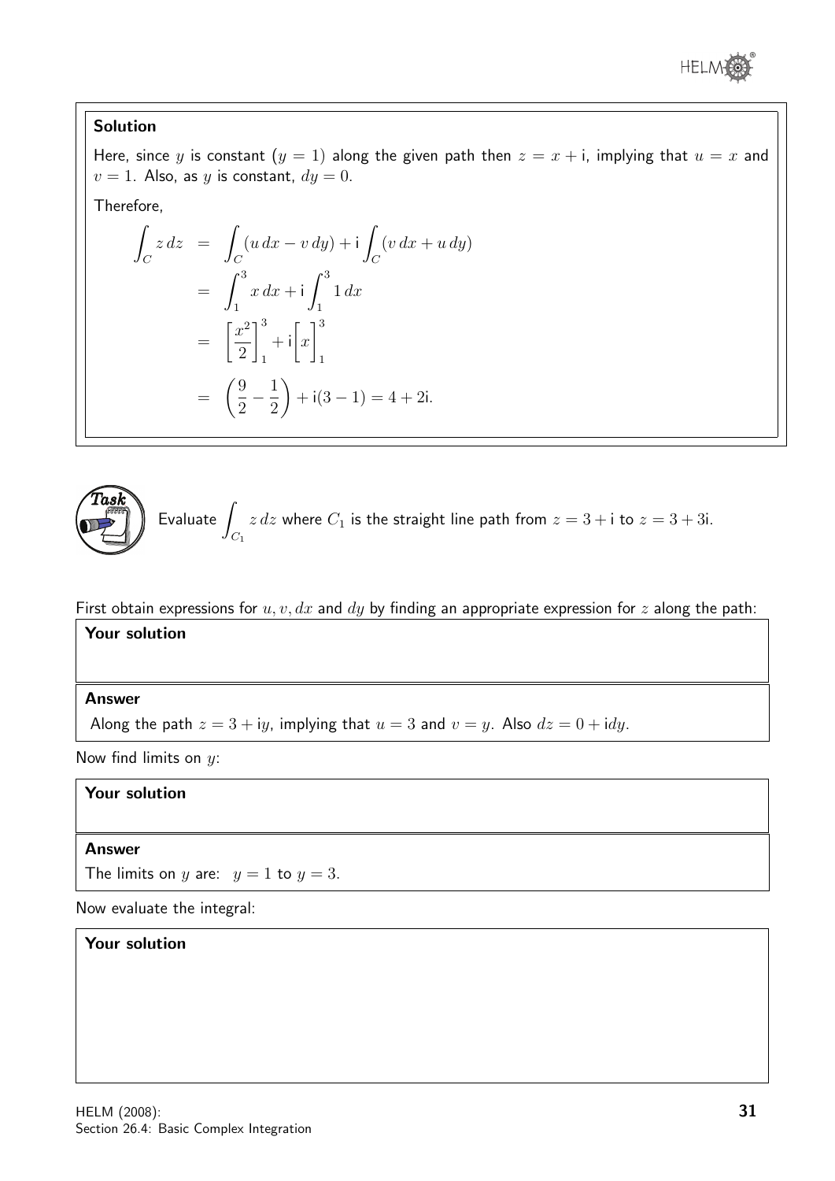**Solution**

Here, since $y$ is constant ($y = 1$) along the given path then $z = x + \mathrm{i}$, implying that $u = x$ and $v = 1$. Also, as $y$ is constant, $dy = 0$.

Therefore,

$$
\begin{aligned}
\int_C z\,dz &= \int_C (u\,dx - v\,dy) + \mathrm{i}\int_C (v\,dx + u\,dy) \\
&= \int_1^3 x\,dx + \mathrm{i}\int_1^3 1\,dx \\
&= \left[\frac{x^2}{2}\right]_1^3 + \mathrm{i}\Big[x\Big]_1^3 \\
&= \left(\frac{9}{2} - \frac{1}{2}\right) + \mathrm{i}(3-1) = 4 + 2\mathrm{i}.
\end{aligned}
$$

**Task**

Evaluate $\displaystyle\int_{C_1} z\,dz$ where $C_1$ is the straight line path from $z = 3 + \mathrm{i}$ to $z = 3 + 3\mathrm{i}$.

First obtain expressions for $u, v, dx$ and $dy$ by finding an appropriate expression for $z$ along the path:

**Your solution**

**Answer**

Along the path $z = 3 + \mathrm{i}y$, implying that $u = 3$ and $v = y$. Also $dz = 0 + \mathrm{i}dy$.

Now find limits on $y$:

**Your solution**

**Answer**

The limits on $y$ are: $y = 1$ to $y = 3$.

Now evaluate the integral:

**Your solution**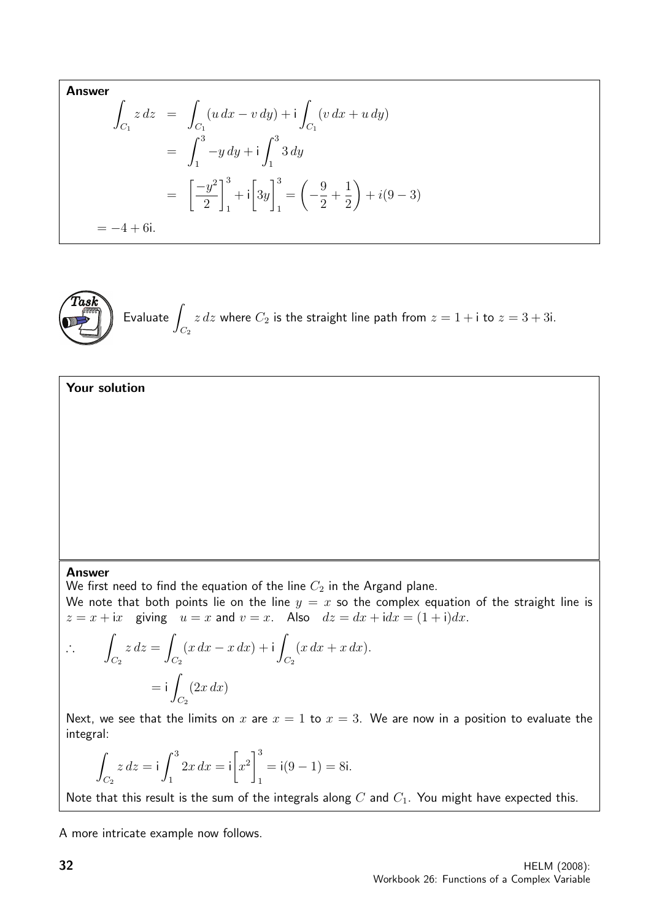**Answer**

$$\begin{aligned}\int_{C_1} z\,dz &= \int_{C_1}(u\,dx - v\,dy) + \mathrm{i}\int_{C_1}(v\,dx + u\,dy)\\ &= \int_1^3 -y\,dy + \mathrm{i}\int_1^3 3\,dy\\ &= \left[\frac{-y^2}{2}\right]_1^3 + \mathrm{i}\Big[3y\Big]_1^3 = \left(-\frac{9}{2}+\frac{1}{2}\right) + i(9-3)\end{aligned}$$

$= -4 + 6\mathrm{i}.$

**Task**

Evaluate $\displaystyle\int_{C_2} z\,dz$ where $C_2$ is the straight line path from $z = 1+\mathrm{i}$ to $z = 3+3\mathrm{i}$.

**Your solution**

**Answer**

We first need to find the equation of the line $C_2$ in the Argand plane.

We note that both points lie on the line $y = x$ so the complex equation of the straight line is $z = x + \mathrm{i}x$ giving $u = x$ and $v = x$. Also $dz = dx + \mathrm{i}dx = (1+\mathrm{i})dx$.

$$\therefore \qquad \int_{C_2} z\,dz = \int_{C_2}(x\,dx - x\,dx) + \mathrm{i}\int_{C_2}(x\,dx + x\,dx).$$

$$= \mathrm{i}\int_{C_2}(2x\,dx)$$

Next, we see that the limits on $x$ are $x = 1$ to $x = 3$. We are now in a position to evaluate the integral:

$$\int_{C_2} z\,dz = \mathrm{i}\int_1^3 2x\,dx = \mathrm{i}\Big[x^2\Big]_1^3 = \mathrm{i}(9-1) = 8\mathrm{i}.$$

Note that this result is the sum of the integrals along $C$ and $C_1$. You might have expected this.

A more intricate example now follows.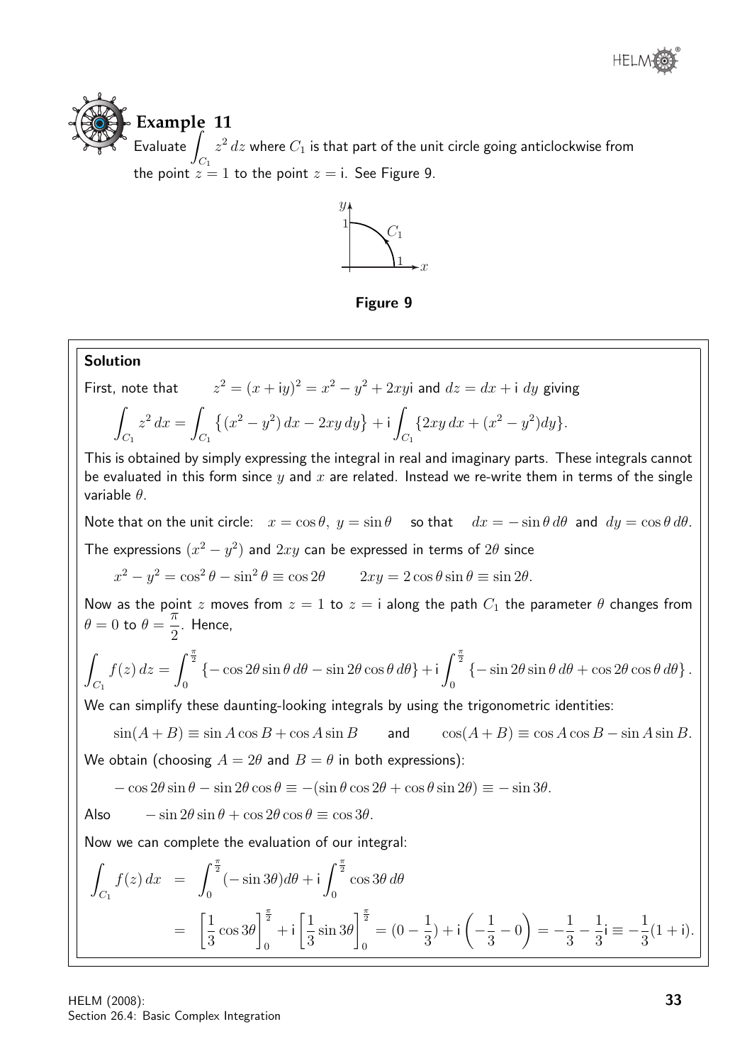**Example 11**

Evaluate $\displaystyle\int_{C_1} z^2\,dz$ where $C_1$ is that part of the unit circle going anticlockwise from the point $z = 1$ to the point $z = \mathrm{i}$. See Figure 9.

**Figure 9**

**Solution**

First, note that $\quad z^2 = (x + \mathrm{i}y)^2 = x^2 - y^2 + 2xy\mathrm{i}$ and $dz = dx + \mathrm{i}\ dy$ giving

$$\int_{C_1} z^2\,dx = \int_{C_1} \left\{(x^2 - y^2)\,dx - 2xy\,dy\right\} + \mathrm{i}\int_{C_1} \{2xy\,dx + (x^2 - y^2)dy\}.$$

This is obtained by simply expressing the integral in real and imaginary parts. These integrals cannot be evaluated in this form since $y$ and $x$ are related. Instead we re-write them in terms of the single variable $\theta$.

Note that on the unit circle: $\quad x = \cos\theta,\ y = \sin\theta \quad$ so that $\quad dx = -\sin\theta\,d\theta\;$ and $\;dy = \cos\theta\,d\theta.$

The expressions $(x^2 - y^2)$ and $2xy$ can be expressed in terms of $2\theta$ since

$$x^2 - y^2 = \cos^2\theta - \sin^2\theta \equiv \cos 2\theta \qquad 2xy = 2\cos\theta\sin\theta \equiv \sin 2\theta.$$

Now as the point $z$ moves from $z = 1$ to $z = \mathrm{i}$ along the path $C_1$ the parameter $\theta$ changes from $\theta = 0$ to $\theta = \dfrac{\pi}{2}$. Hence,

$$\int_{C_1} f(z)\,dz = \int_0^{\frac{\pi}{2}} \{-\cos 2\theta\sin\theta\,d\theta - \sin 2\theta\cos\theta\,d\theta\} + \mathrm{i}\int_0^{\frac{\pi}{2}} \{-\sin 2\theta\sin\theta\,d\theta + \cos 2\theta\cos\theta\,d\theta\}.$$

We can simplify these daunting-looking integrals by using the trigonometric identities:

$$\sin(A + B) \equiv \sin A\cos B + \cos A\sin B \qquad \text{and} \qquad \cos(A + B) \equiv \cos A\cos B - \sin A\sin B.$$

We obtain (choosing $A = 2\theta$ and $B = \theta$ in both expressions):

$$-\cos 2\theta\sin\theta - \sin 2\theta\cos\theta \equiv -(\sin\theta\cos 2\theta + \cos\theta\sin 2\theta) \equiv -\sin 3\theta.$$

Also $\qquad -\sin 2\theta\sin\theta + \cos 2\theta\cos\theta \equiv \cos 3\theta.$

Now we can complete the evaluation of our integral:

$$\begin{aligned}
\int_{C_1} f(z)\,dx &= \int_0^{\frac{\pi}{2}} (-\sin 3\theta)d\theta + \mathrm{i}\int_0^{\frac{\pi}{2}} \cos 3\theta\,d\theta \\
&= \left[\frac{1}{3}\cos 3\theta\right]_0^{\frac{\pi}{2}} + \mathrm{i}\left[\frac{1}{3}\sin 3\theta\right]_0^{\frac{\pi}{2}} = (0 - \frac{1}{3}) + \mathrm{i}\left(-\frac{1}{3} - 0\right) = -\frac{1}{3} - \frac{1}{3}\mathrm{i} \equiv -\frac{1}{3}(1 + \mathrm{i}).
\end{aligned}$$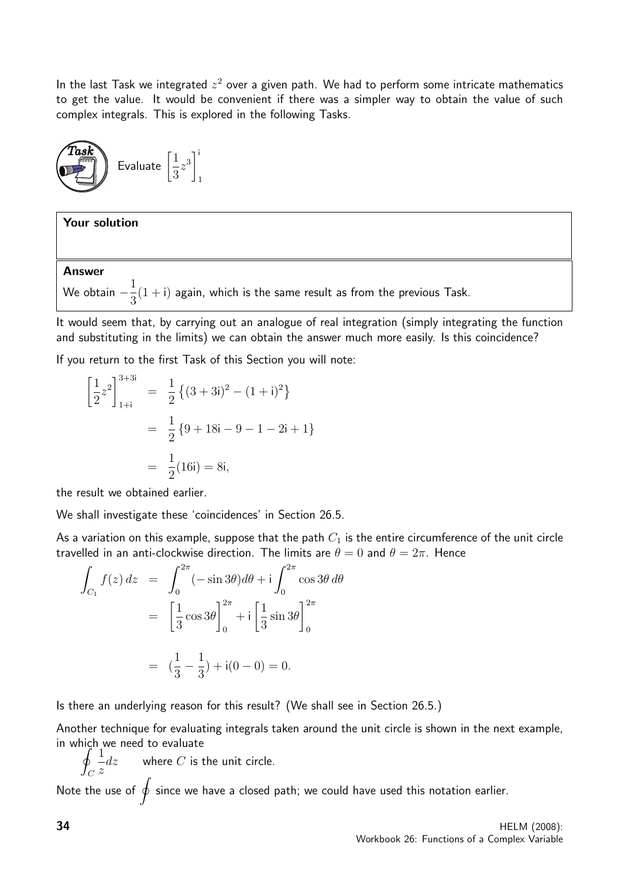In the last Task we integrated $z^2$ over a given path. We had to perform some intricate mathematics to get the value. It would be convenient if there was a simpler way to obtain the value of such complex integrals. This is explored in the following Tasks.

**Task**

Evaluate $\left[\dfrac{1}{3}z^3\right]_1^{\mathrm{i}}$

**Your solution**

**Answer**

We obtain $-\dfrac{1}{3}(1+\mathrm{i})$ again, which is the same result as from the previous Task.

It would seem that, by carrying out an analogue of real integration (simply integrating the function and substituting in the limits) we can obtain the answer much more easily. Is this coincidence?

If you return to the first Task of this Section you will note:

$$\begin{aligned}
\left[\frac{1}{2}z^2\right]_{1+\mathrm{i}}^{3+3\mathrm{i}} &= \frac{1}{2}\left\{(3+3\mathrm{i})^2-(1+\mathrm{i})^2\right\}\\
&= \frac{1}{2}\left\{9+18\mathrm{i}-9-1-2\mathrm{i}+1\right\}\\
&= \frac{1}{2}(16\mathrm{i}) = 8\mathrm{i},
\end{aligned}$$

the result we obtained earlier.

We shall investigate these 'coincidences' in Section 26.5.

As a variation on this example, suppose that the path $C_1$ is the entire circumference of the unit circle travelled in an anti-clockwise direction. The limits are $\theta = 0$ and $\theta = 2\pi$. Hence

$$\begin{aligned}
\int_{C_1} f(z)\,dz &= \int_0^{2\pi}(-\sin 3\theta)d\theta + \mathrm{i}\int_0^{2\pi}\cos 3\theta\,d\theta\\
&= \left[\frac{1}{3}\cos 3\theta\right]_0^{2\pi} + \mathrm{i}\left[\frac{1}{3}\sin 3\theta\right]_0^{2\pi}\\
&= (\frac{1}{3}-\frac{1}{3}) + \mathrm{i}(0-0) = 0.
\end{aligned}$$

Is there an underlying reason for this result? (We shall see in Section 26.5.)

Another technique for evaluating integrals taken around the unit circle is shown in the next example, in which we need to evaluate

$$\oint_C \frac{1}{z}dz \qquad \text{where } C \text{ is the unit circle.}$$

Note the use of $\oint$ since we have a closed path; we could have used this notation earlier.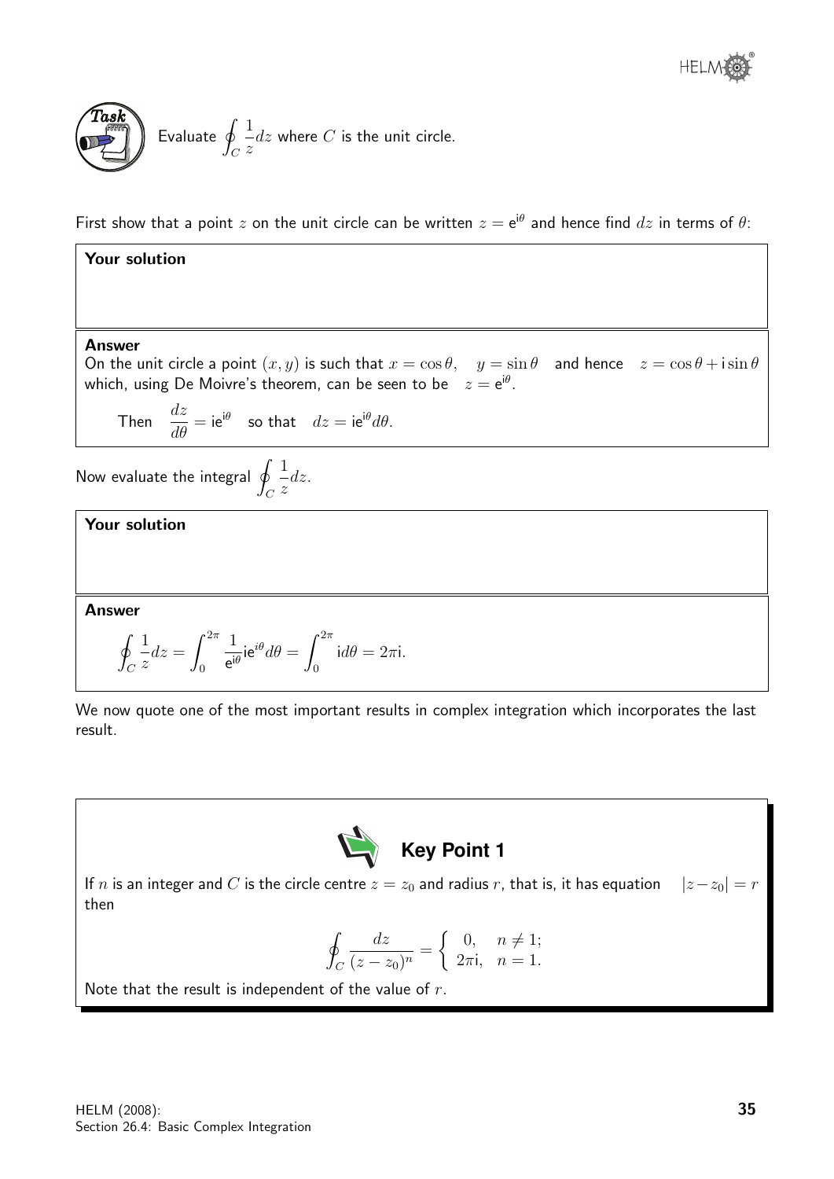**Task**

Evaluate $\oint_C \frac{1}{z}dz$ where $C$ is the unit circle.

First show that a point $z$ on the unit circle can be written $z = \mathrm{e}^{\mathrm{i}\theta}$ and hence find $dz$ in terms of $\theta$:

**Your solution**

**Answer**

On the unit circle a point $(x, y)$ is such that $x = \cos\theta, \quad y = \sin\theta$ and hence $z = \cos\theta + \mathrm{i}\sin\theta$ which, using De Moivre's theorem, can be seen to be $z = \mathrm{e}^{\mathrm{i}\theta}$.

Then $\frac{dz}{d\theta} = \mathrm{i}\mathrm{e}^{\mathrm{i}\theta}$ so that $dz = \mathrm{i}\mathrm{e}^{\mathrm{i}\theta}d\theta$.

Now evaluate the integral $\oint_C \frac{1}{z}dz$.

**Your solution**

**Answer**

$$\oint_C \frac{1}{z}dz = \int_0^{2\pi} \frac{1}{\mathrm{e}^{\mathrm{i}\theta}}\mathrm{i}\mathrm{e}^{i\theta}d\theta = \int_0^{2\pi} \mathrm{i}d\theta = 2\pi\mathrm{i}.$$

We now quote one of the most important results in complex integration which incorporates the last result.

**Key Point 1**

If $n$ is an integer and $C$ is the circle centre $z = z_0$ and radius $r$, that is, it has equation $|z - z_0| = r$ then

$$\oint_C \frac{dz}{(z - z_0)^n} = \begin{cases} 0, & n \neq 1; \\ 2\pi\mathrm{i}, & n = 1. \end{cases}$$

Note that the result is independent of the value of $r$.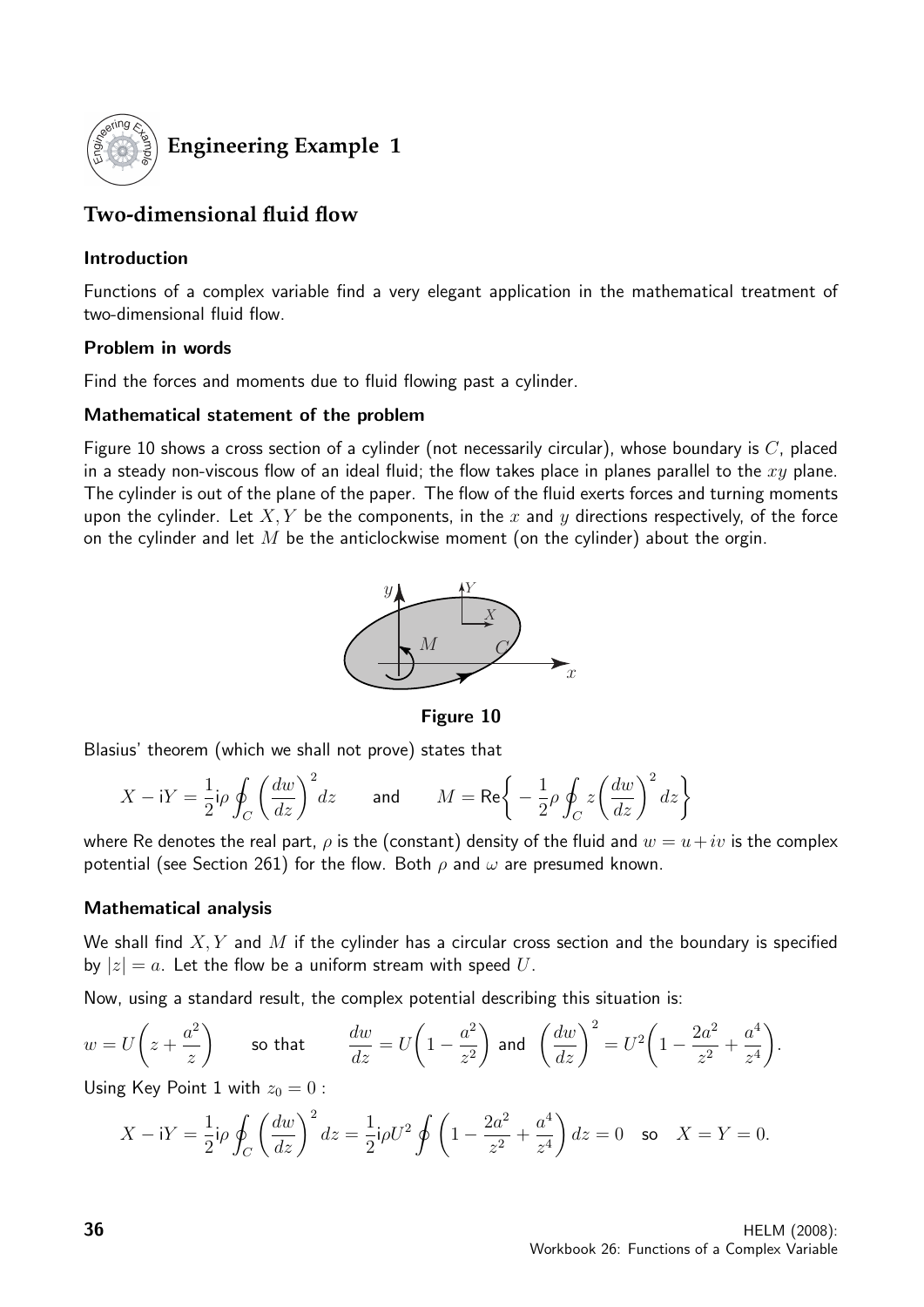# Engineering Example 1

## Two-dimensional fluid flow

### Introduction

Functions of a complex variable find a very elegant application in the mathematical treatment of two-dimensional fluid flow.

### Problem in words

Find the forces and moments due to fluid flowing past a cylinder.

### Mathematical statement of the problem

Figure 10 shows a cross section of a cylinder (not necessarily circular), whose boundary is $C$, placed in a steady non-viscous flow of an ideal fluid; the flow takes place in planes parallel to the $xy$ plane. The cylinder is out of the plane of the paper. The flow of the fluid exerts forces and turning moments upon the cylinder. Let $X, Y$ be the components, in the $x$ and $y$ directions respectively, of the force on the cylinder and let $M$ be the anticlockwise moment (on the cylinder) about the orgin.

**Figure 10**

Blasius' theorem (which we shall not prove) states that

$$X - \mathrm{i}Y = \frac{1}{2}\mathrm{i}\rho \oint_C \left(\frac{dw}{dz}\right)^2 dz \qquad \text{and} \qquad M = \mathrm{Re}\left\{ -\frac{1}{2}\rho \oint_C z\left(\frac{dw}{dz}\right)^2 dz \right\}$$

where Re denotes the real part, $\rho$ is the (constant) density of the fluid and $w = u + iv$ is the complex potential (see Section 261) for the flow. Both $\rho$ and $\omega$ are presumed known.

### Mathematical analysis

We shall find $X, Y$ and $M$ if the cylinder has a circular cross section and the boundary is specified by $|z| = a$. Let the flow be a uniform stream with speed $U$.

Now, using a standard result, the complex potential describing this situation is:

$$w = U\left(z + \frac{a^2}{z}\right) \qquad \text{so that} \qquad \frac{dw}{dz} = U\left(1 - \frac{a^2}{z^2}\right) \text{ and } \left(\frac{dw}{dz}\right)^2 = U^2\left(1 - \frac{2a^2}{z^2} + \frac{a^4}{z^4}\right).$$

Using Key Point 1 with $z_0 = 0$ :

$$X - \mathrm{i}Y = \frac{1}{2}\mathrm{i}\rho \oint_C \left(\frac{dw}{dz}\right)^2 dz = \frac{1}{2}\mathrm{i}\rho U^2 \oint \left(1 - \frac{2a^2}{z^2} + \frac{a^4}{z^4}\right) dz = 0 \quad \text{so} \quad X = Y = 0.$$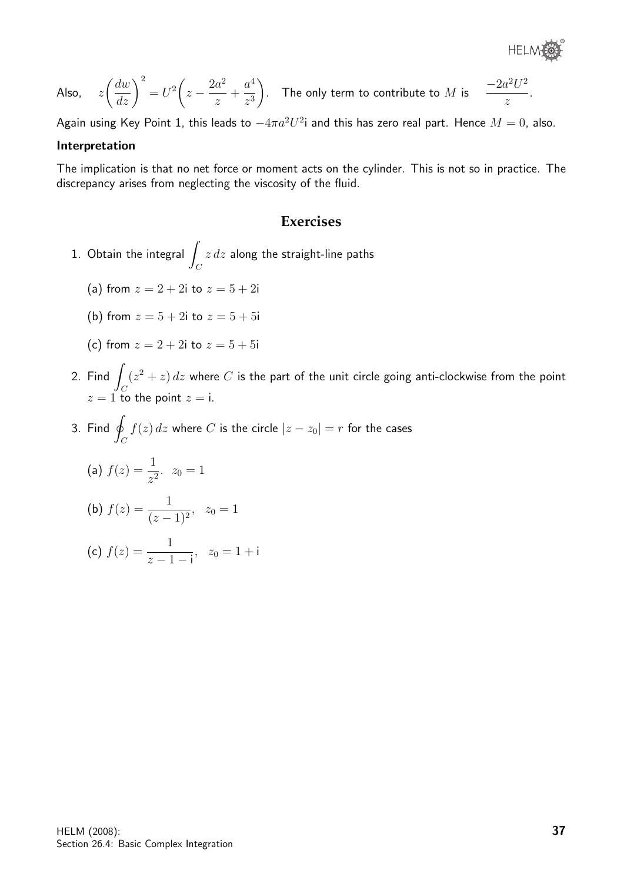Also, $z\left(\dfrac{dw}{dz}\right)^2 = U^2\left(z - \dfrac{2a^2}{z} + \dfrac{a^4}{z^3}\right)$. The only term to contribute to $M$ is $\dfrac{-2a^2U^2}{z}$.

Again using Key Point 1, this leads to $-4\pi a^2U^2\text{i}$ and this has zero real part. Hence $M = 0$, also.

**Interpretation**

The implication is that no net force or moment acts on the cylinder. This is not so in practice. The discrepancy arises from neglecting the viscosity of the fluid.

## Exercises

1. Obtain the integral $\displaystyle\int_C z\,dz$ along the straight-line paths

   (a) from $z = 2 + 2\text{i}$ to $z = 5 + 2\text{i}$

   (b) from $z = 5 + 2\text{i}$ to $z = 5 + 5\text{i}$

   (c) from $z = 2 + 2\text{i}$ to $z = 5 + 5\text{i}$

2. Find $\displaystyle\int_C (z^2 + z)\,dz$ where $C$ is the part of the unit circle going anti-clockwise from the point $z = 1$ to the point $z = \text{i}$.

3. Find $\displaystyle\oint_C f(z)\,dz$ where $C$ is the circle $|z - z_0| = r$ for the cases

   (a) $f(z) = \dfrac{1}{z^2}$. $z_0 = 1$

   (b) $f(z) = \dfrac{1}{(z-1)^2}$, $z_0 = 1$

   (c) $f(z) = \dfrac{1}{z - 1 - \text{i}}$, $z_0 = 1 + \text{i}$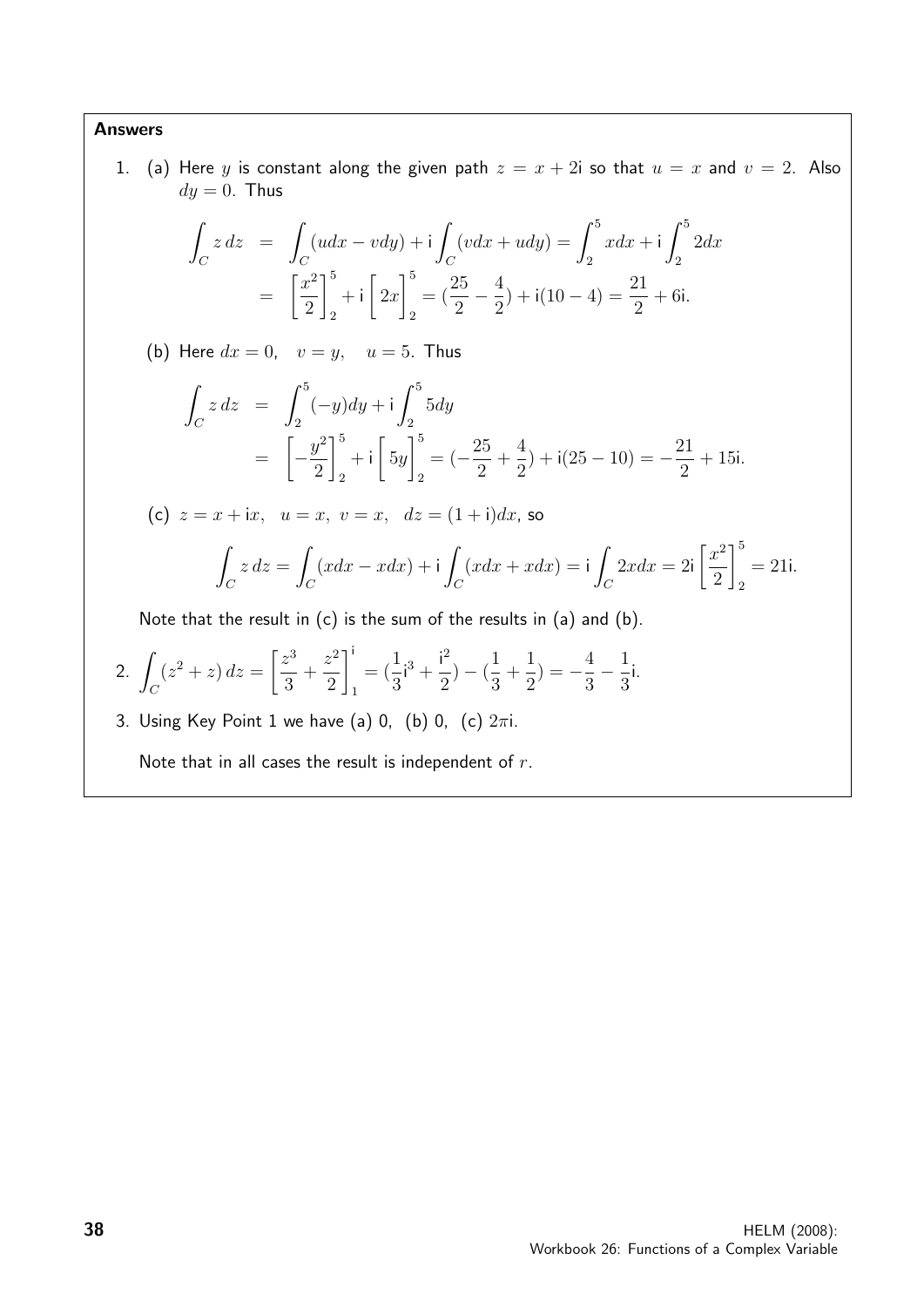**Answers**

1. (a) Here $y$ is constant along the given path $z = x + 2\mathrm{i}$ so that $u = x$ and $v = 2$. Also $dy = 0$. Thus

$$\begin{aligned}\int_C z\,dz &= \int_C (u dx - v dy) + \mathrm{i}\int_C (v dx + u dy) = \int_2^5 x dx + \mathrm{i}\int_2^5 2 dx \\ &= \left[\frac{x^2}{2}\right]_2^5 + \mathrm{i}\left[2x\right]_2^5 = \left(\frac{25}{2} - \frac{4}{2}\right) + \mathrm{i}(10-4) = \frac{21}{2} + 6\mathrm{i}.\end{aligned}$$

(b) Here $dx = 0, \quad v = y, \quad u = 5$. Thus

$$\begin{aligned}\int_C z\,dz &= \int_2^5 (-y) dy + \mathrm{i}\int_2^5 5 dy \\ &= \left[-\frac{y^2}{2}\right]_2^5 + \mathrm{i}\left[5y\right]_2^5 = \left(-\frac{25}{2} + \frac{4}{2}\right) + \mathrm{i}(25-10) = -\frac{21}{2} + 15\mathrm{i}.\end{aligned}$$

(c) $z = x + \mathrm{i}x, \quad u = x, \ v = x, \quad dz = (1+\mathrm{i})dx$, so

$$\int_C z\,dz = \int_C (x dx - x dx) + \mathrm{i}\int_C (x dx + x dx) = \mathrm{i}\int_C 2x dx = 2\mathrm{i}\left[\frac{x^2}{2}\right]_2^5 = 21\mathrm{i}.$$

Note that the result in (c) is the sum of the results in (a) and (b).

2. $\displaystyle\int_C (z^2 + z)\,dz = \left[\frac{z^3}{3} + \frac{z^2}{2}\right]_1^{\mathrm{i}} = \left(\frac{1}{3}\mathrm{i}^3 + \frac{\mathrm{i}^2}{2}\right) - \left(\frac{1}{3} + \frac{1}{2}\right) = -\frac{4}{3} - \frac{1}{3}\mathrm{i}.$

3. Using Key Point 1 we have (a) 0, (b) 0, (c) $2\pi\mathrm{i}$.

Note that in all cases the result is independent of $r$.